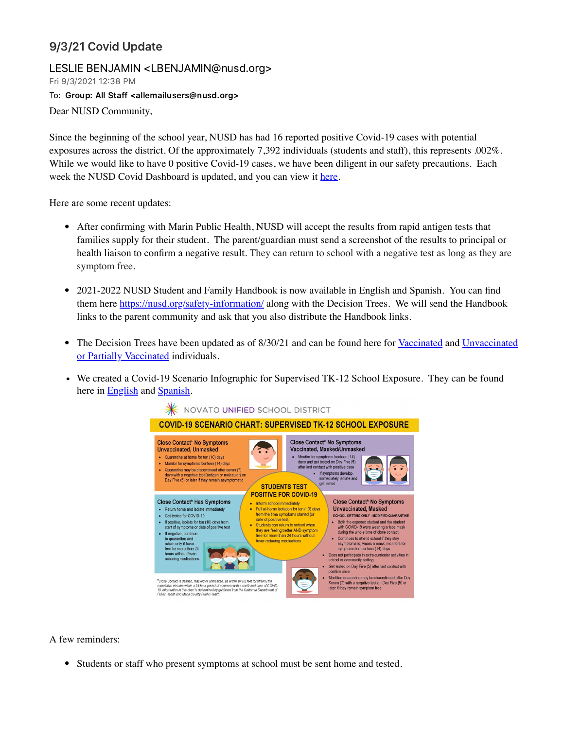# 9/3/21 Covid Update

LESLIE BENJAMIN <LBENJAMIN@nusd.org>

Fri 9/3/2021 12:38 PM

To: **Group: All Staff <allemailusers@nusd.org>**

Dear NUSD Community,

Since the beginning of the school year, NUSD has had 16 reported positive Covid-19 cases with potential exposures across the district. Of the approximately 7,392 individuals (students and staff), this represents .002%. While we would like to have 0 positive Covid-19 cases, we have been diligent in our safety precautions. Each week the NUSD Covid Dashboard is updated, and you can view it here.

Here are some recent updates:

- After confirming with Marin Public Health, NUSD will accept the results from rapid antigen tests that families supply for their student. The parent/guardian must send a screenshot of the results to principal or health liaison to confirm a negative result. They can return to school with a negative test as long as they are symptom free.

- 2021-2022 NUSD Student and Family Handbook is now available in English and Spanish. You can find them here https://nusd.org/safety-information/ along with the Decision Trees. We will send the Handbook links to the parent community and ask that you also distribute the Handbook links.

- The Decision Trees have been updated as of 8/30/21 and can be found here for Vaccinated and Unvaccinated or Partially Vaccinated individuals.

- We created a Covid-19 Scenario Infographic for Supervised TK-12 School Exposure. They can be found here in English and Spanish.

NOVATO UNIFIED SCHOOL DISTRICT

**COVID-19 SCENARIO CHART: SUPERVISED TK-12 SCHOOL EXPOSURE**

**Close Contact* No Symptoms Unvaccinated, Unmasked**
- Quarantine at home for ten (10) days
- Monitor for symptoms fourteen (14) days
- Quarantine may be discontinued after seven (7) days with a negative test (antigen or molecular) on Day Five (5) or later if they remain asymptomatic

**Close Contact* No Symptoms Vaccinated, Masked/Unmasked**
- Monitor for symptoms fourteen (14) days and get tested on Day Five (5) after last contact with positive case
  - If symptoms develop, immediately isolate and get tested

**STUDENTS TEST POSITIVE FOR COVID-19**
- Inform school immediately
- Full at-home isolation for ten (10) days from the time symptoms started (or date of positive test)
- Students can return to school when they are feeling better AND symptom free for more than 24 hours without fever-reducing medications

**Close Contact* Has Symptoms**
- Return home and isolate immediately
- Get tested for COVID-19
- If positive, isolate for ten (10) days from start of symptoms or date of positive test
- If negative, continue to quarantine and return only if fever-free for more than 24 hours without fever-reducing medications

**Close Contact* No Symptoms Unvaccinated, Masked**

SCHOOL SETTING ONLY - MODIFIED QUARANTINE
- Both the exposed student and the student with COVID-19 were wearing a face mask during the whole time of close contact
- Continues to attend school if they stay asymptomatic, wears a mask, monitors for symptoms for fourteen (14) days
- Does not participate in extra-curricular activities in school or community setting
- Get tested on Day Five (5) after last contact with positive case
- Modified quarantine may be discontinued after Day Seven (7) with a negative test on Day Five (5) or later if they remain symptom free

*Close Contact is defined, masked or unmasked, as within six (6) feet for fifteen (15) cumulative minutes within a 24-hour period of someone with a confirmed case of COVID-19. Information in this chart is determined by guidance from the California Department of Public Health and Marin County Public Health.

A few reminders:

- Students or staff who present symptoms at school must be sent home and tested.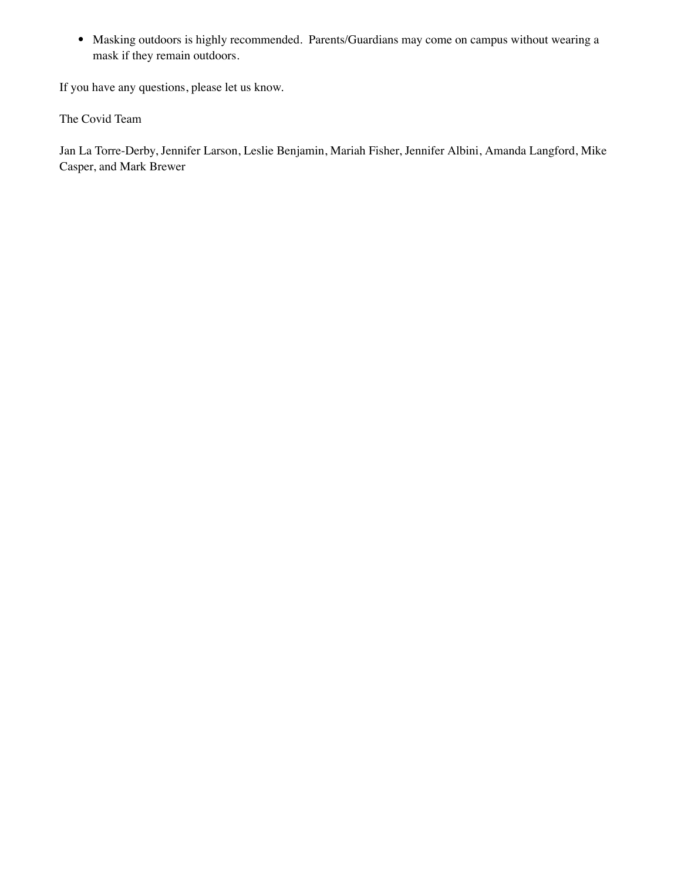- Masking outdoors is highly recommended.  Parents/Guardians may come on campus without wearing a mask if they remain outdoors.

If you have any questions, please let us know.

The Covid Team

Jan La Torre-Derby, Jennifer Larson, Leslie Benjamin, Mariah Fisher, Jennifer Albini, Amanda Langford, Mike Casper, and Mark Brewer